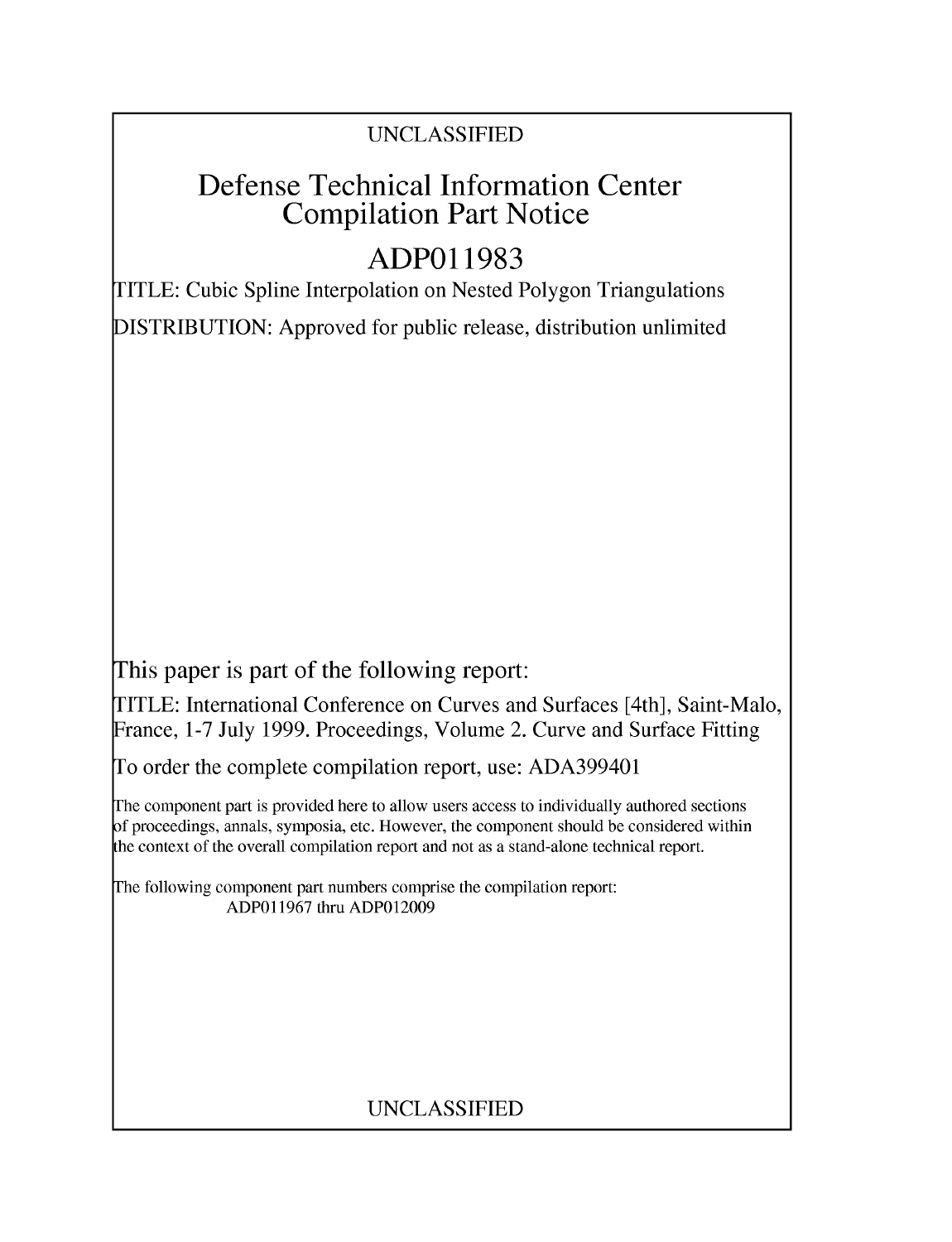UNCLASSIFIED

# Defense Technical Information Center Compilation Part Notice

# ADP011983

TITLE: Cubic Spline Interpolation on Nested Polygon Triangulations

DISTRIBUTION: Approved for public release, distribution unlimited

This paper is part of the following report:

TITLE: International Conference on Curves and Surfaces [4th], Saint-Malo, France, 1-7 July 1999. Proceedings, Volume 2. Curve and Surface Fitting

To order the complete compilation report, use: ADA399401

The component part is provided here to allow users access to individually authored sections of proceedings, annals, symposia, etc. However, the component should be considered within the context of the overall compilation report and not as a stand-alone technical report.

The following component part numbers comprise the compilation report:
ADP011967 thru ADP012009

UNCLASSIFIED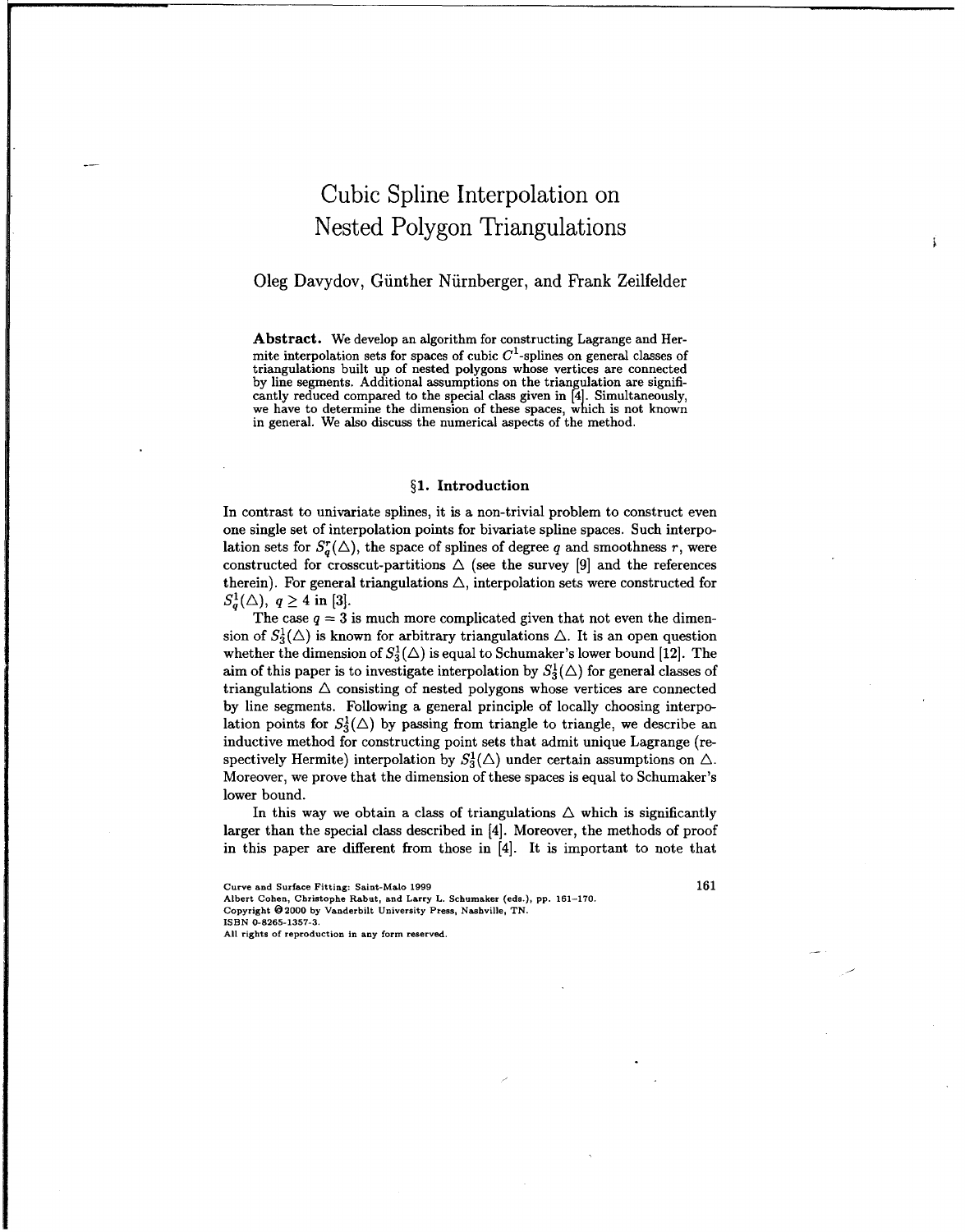# Cubic Spline Interpolation on Nested Polygon Triangulations

Oleg Davydov, Günther Nürnberger, and Frank Zeilfelder

**Abstract.** We develop an algorithm for constructing Lagrange and Hermite interpolation sets for spaces of cubic $C^1$-splines on general classes of triangulations built up of nested polygons whose vertices are connected by line segments. Additional assumptions on the triangulation are significantly reduced compared to the special class given in [4]. Simultaneously, we have to determine the dimension of these spaces, which is not known in general. We also discuss the numerical aspects of the method.

## §1. Introduction

In contrast to univariate splines, it is a non-trivial problem to construct even one single set of interpolation points for bivariate spline spaces. Such interpolation sets for $S_q^r(\triangle)$, the space of splines of degree $q$ and smoothness $r$, were constructed for crosscut-partitions $\triangle$ (see the survey [9] and the references therein). For general triangulations $\triangle$, interpolation sets were constructed for $S_q^1(\triangle)$, $q \geq 4$ in [3].

The case $q = 3$ is much more complicated given that not even the dimension of $S_3^1(\triangle)$ is known for arbitrary triangulations $\triangle$. It is an open question whether the dimension of $S_3^1(\triangle)$ is equal to Schumaker's lower bound [12]. The aim of this paper is to investigate interpolation by $S_3^1(\triangle)$ for general classes of triangulations $\triangle$ consisting of nested polygons whose vertices are connected by line segments. Following a general principle of locally choosing interpolation points for $S_3^1(\triangle)$ by passing from triangle to triangle, we describe an inductive method for constructing point sets that admit unique Lagrange (respectively Hermite) interpolation by $S_3^1(\triangle)$ under certain assumptions on $\triangle$. Moreover, we prove that the dimension of these spaces is equal to Schumaker's lower bound.

In this way we obtain a class of triangulations $\triangle$ which is significantly larger than the special class described in [4]. Moreover, the methods of proof in this paper are different from those in [4]. It is important to note that

Curve and Surface Fitting: Saint-Malo 1999
Albert Cohen, Christophe Rabut, and Larry L. Schumaker (eds.), pp. 161–170.
Copyright © 2000 by Vanderbilt University Press, Nashville, TN.
ISBN 0-8265-1357-3.
All rights of reproduction in any form reserved.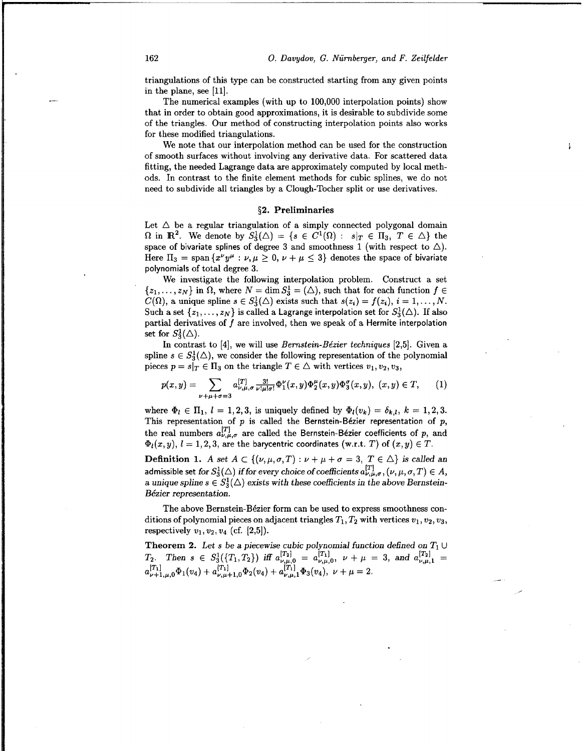triangulations of this type can be constructed starting from any given points in the plane, see [11].

The numerical examples (with up to 100,000 interpolation points) show that in order to obtain good approximations, it is desirable to subdivide some of the triangles. Our method of constructing interpolation points also works for these modified triangulations.

We note that our interpolation method can be used for the construction of smooth surfaces without involving any derivative data. For scattered data fitting, the needed Lagrange data are approximately computed by local methods. In contrast to the finite element methods for cubic splines, we do not need to subdivide all triangles by a Clough-Tocher split or use derivatives.

## §2. Preliminaries

Let $\triangle$ be a regular triangulation of a simply connected polygonal domain $\Omega$ in $\mathbb{R}^2$. We denote by $S_3^1(\triangle) = \{s \in C^1(\Omega) : s|_T \in \Pi_3, T \in \triangle\}$ the space of bivariate splines of degree 3 and smoothness 1 (with respect to $\triangle$). Here $\Pi_3 = \operatorname{span}\{x^\nu y^\mu : \nu, \mu \geq 0, \nu + \mu \leq 3\}$ denotes the space of bivariate polynomials of total degree 3.

We investigate the following interpolation problem. Construct a set $\{z_1, \ldots, z_N\}$ in $\Omega$, where $N = \dim S_3^1 = (\triangle)$, such that for each function $f \in C(\Omega)$, a unique spline $s \in S_3^1(\triangle)$ exists such that $s(z_i) = f(z_i)$, $i = 1, \ldots, N$. Such a set $\{z_1, \ldots, z_N\}$ is called a Lagrange interpolation set for $S_3^1(\triangle)$. If also partial derivatives of $f$ are involved, then we speak of a Hermite interpolation set for $S_3^1(\triangle)$.

In contrast to [4], we will use *Bernstein-Bézier techniques* [2,5]. Given a spline $s \in S_3^1(\triangle)$, we consider the following representation of the polynomial pieces $p = s|_T \in \Pi_3$ on the triangle $T \in \triangle$ with vertices $v_1, v_2, v_3$,

$$p(x,y) = \sum_{\nu+\mu+\sigma=3} a_{\nu,\mu,\sigma}^{[T]} \frac{3!}{\nu!\mu!\sigma!} \Phi_1^\nu(x,y) \Phi_2^\mu(x,y) \Phi_3^\sigma(x,y), \ (x,y) \in T, \tag{1}$$

where $\Phi_l \in \Pi_1$, $l = 1,2,3$, is uniquely defined by $\Phi_l(v_k) = \delta_{k,l}$, $k = 1,2,3$. This representation of $p$ is called the Bernstein-Bézier representation of $p$, the real numbers $a_{\nu,\mu,\sigma}^{[T]}$ are called the Bernstein-Bézier coefficients of $p$, and $\Phi_l(x,y)$, $l = 1,2,3$, are the barycentric coordinates (w.r.t. $T$) of $(x,y) \in T$.

**Definition 1.** *A set $A \subset \{(\nu, \mu, \sigma, T) : \nu + \mu + \sigma = 3, \ T \in \triangle\}$ is called an* admissible set *for $S_3^1(\triangle)$ if for every choice of coefficients $a_{\nu,\mu,\sigma}^{[T]}$, $(\nu, \mu, \sigma, T) \in A$, a unique spline $s \in S_3^1(\triangle)$ exists with these coefficients in the above Bernstein-Bézier representation.*

The above Bernstein-Bézier form can be used to express smoothness conditions of polynomial pieces on adjacent triangles $T_1, T_2$ with vertices $v_1, v_2, v_3$, respectively $v_1, v_2, v_4$ (cf. [2,5]).

**Theorem 2.** *Let $s$ be a piecewise cubic polynomial function defined on $T_1 \cup T_2$. Then $s \in S_3^1(\{T_1, T_2\})$ iff $a_{\nu,\mu,0}^{[T_2]} = a_{\nu,\mu,0}^{[T_1]}$, $\nu + \mu = 3$, and $a_{\nu,\mu,1}^{[T_2]} = a_{\nu+1,\mu,0}^{[T_1]} \Phi_1(v_4) + a_{\nu,\mu+1,0}^{[T_1]} \Phi_2(v_4) + a_{\nu,\mu,1}^{[T_1]} \Phi_3(v_4)$, $\nu + \mu = 2$.*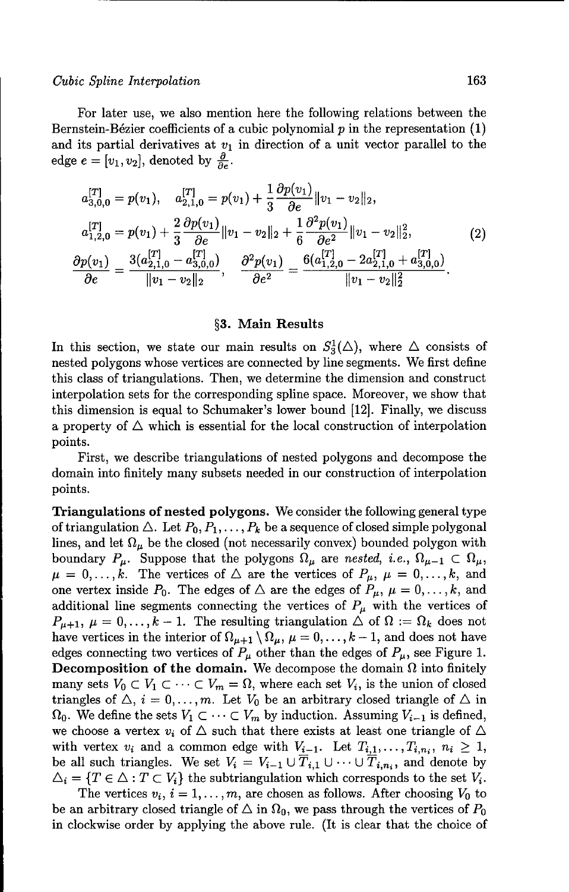For later use, we also mention here the following relations between the Bernstein-Bézier coefficients of a cubic polynomial $p$ in the representation (1) and its partial derivatives at $v_1$ in direction of a unit vector parallel to the edge $e = [v_1, v_2]$, denoted by $\frac{\partial}{\partial e}$.

$$
\begin{aligned}
&a_{3,0,0}^{[T]} = p(v_1), \quad a_{2,1,0}^{[T]} = p(v_1) + \frac{1}{3}\frac{\partial p(v_1)}{\partial e}\|v_1 - v_2\|_2, \\
&a_{1,2,0}^{[T]} = p(v_1) + \frac{2}{3}\frac{\partial p(v_1)}{\partial e}\|v_1 - v_2\|_2 + \frac{1}{6}\frac{\partial^2 p(v_1)}{\partial e^2}\|v_1 - v_2\|_2^2, \\
&\frac{\partial p(v_1)}{\partial e} = \frac{3(a_{2,1,0}^{[T]} - a_{3,0,0}^{[T]})}{\|v_1 - v_2\|_2}, \quad \frac{\partial^2 p(v_1)}{\partial e^2} = \frac{6(a_{1,2,0}^{[T]} - 2a_{2,1,0}^{[T]} + a_{3,0,0}^{[T]})}{\|v_1 - v_2\|_2^2}.
\end{aligned} \tag{2}
$$

## §3. Main Results

In this section, we state our main results on $S_3^1(\triangle)$, where $\triangle$ consists of nested polygons whose vertices are connected by line segments. We first define this class of triangulations. Then, we determine the dimension and construct interpolation sets for the corresponding spline space. Moreover, we show that this dimension is equal to Schumaker's lower bound [12]. Finally, we discuss a property of $\triangle$ which is essential for the local construction of interpolation points.

First, we describe triangulations of nested polygons and decompose the domain into finitely many subsets needed in our construction of interpolation points.

**Triangulations of nested polygons.** We consider the following general type of triangulation $\triangle$. Let $P_0, P_1, \ldots, P_k$ be a sequence of closed simple polygonal lines, and let $\Omega_\mu$ be the closed (not necessarily convex) bounded polygon with boundary $P_\mu$. Suppose that the polygons $\Omega_\mu$ are *nested, i.e.*, $\Omega_{\mu-1} \subset \Omega_\mu$, $\mu = 0, \ldots, k$. The vertices of $\triangle$ are the vertices of $P_\mu$, $\mu = 0, \ldots, k$, and one vertex inside $P_0$. The edges of $\triangle$ are the edges of $P_\mu$, $\mu = 0, \ldots, k$, and additional line segments connecting the vertices of $P_\mu$ with the vertices of $P_{\mu+1}$, $\mu = 0, \ldots, k-1$. The resulting triangulation $\triangle$ of $\Omega := \Omega_k$ does not have vertices in the interior of $\Omega_{\mu+1} \setminus \Omega_\mu$, $\mu = 0, \ldots, k-1$, and does not have edges connecting two vertices of $P_\mu$ other than the edges of $P_\mu$, see Figure 1.

**Decomposition of the domain.** We decompose the domain $\Omega$ into finitely many sets $V_0 \subset V_1 \subset \cdots \subset V_m = \Omega$, where each set $V_i$ is the union of closed triangles of $\triangle$, $i = 0, \ldots, m$. Let $V_0$ be an arbitrary closed triangle of $\triangle$ in $\Omega_0$. We define the sets $V_1 \subset \cdots \subset V_m$ by induction. Assuming $V_{i-1}$ is defined, we choose a vertex $v_i$ of $\triangle$ such that there exists at least one triangle of $\triangle$ with vertex $v_i$ and a common edge with $V_{i-1}$. Let $T_{i,1}, \ldots, T_{i,n_i}$, $n_i \geq 1$, be all such triangles. We set $V_i = V_{i-1} \cup \overline{T}_{i,1} \cup \cdots \cup \overline{T}_{i,n_i}$, and denote by $\triangle_i = \{T \in \triangle : T \subset V_i\}$ the subtriangulation which corresponds to the set $V_i$.

The vertices $v_i$, $i = 1, \ldots, m$, are chosen as follows. After choosing $V_0$ to be an arbitrary closed triangle of $\triangle$ in $\Omega_0$, we pass through the vertices of $P_0$ in clockwise order by applying the above rule. (It is clear that the choice of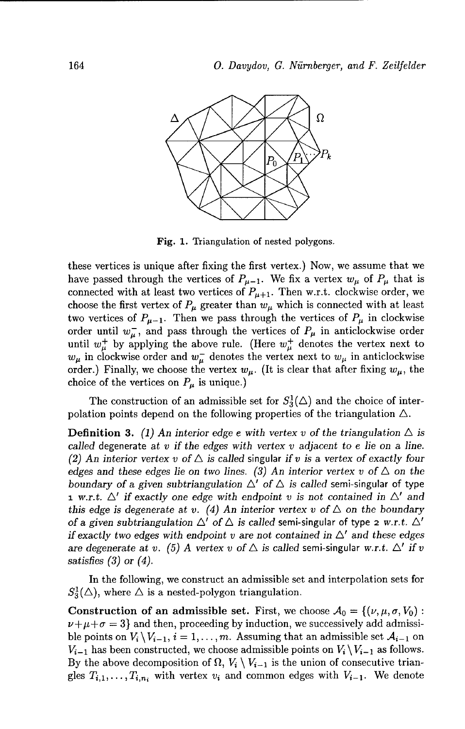Fig. 1. Triangulation of nested polygons.

these vertices is unique after fixing the first vertex.) Now, we assume that we have passed through the vertices of $P_{\mu-1}$. We fix a vertex $w_\mu$ of $P_\mu$ that is connected with at least two vertices of $P_{\mu+1}$. Then w.r.t. clockwise order, we choose the first vertex of $P_\mu$ greater than $w_\mu$ which is connected with at least two vertices of $P_{\mu-1}$. Then we pass through the vertices of $P_\mu$ in clockwise order until $w_\mu^-$, and pass through the vertices of $P_\mu$ in anticlockwise order until $w_\mu^+$ by applying the above rule. (Here $w_\mu^+$ denotes the vertex next to $w_\mu$ in clockwise order and $w_\mu^-$ denotes the vertex next to $w_\mu$ in anticlockwise order.) Finally, we choose the vertex $w_\mu$. (It is clear that after fixing $w_\mu$, the choice of the vertices on $P_\mu$ is unique.)

The construction of an admissible set for $S_3^1(\Delta)$ and the choice of interpolation points depend on the following properties of the triangulation $\Delta$.

**Definition 3.** *(1) An interior edge $e$ with vertex $v$ of the triangulation $\Delta$ is called* degenerate *at $v$ if the edges with vertex $v$ adjacent to $e$ lie on a line. (2) An interior vertex $v$ of $\Delta$ is called* singular *if $v$ is a vertex of exactly four edges and these edges lie on two lines. (3) An interior vertex $v$ of $\Delta$ on the boundary of a given subtriangulation $\Delta'$ of $\Delta$ is called* semi-singular of type 1 *w.r.t. $\Delta'$ if exactly one edge with endpoint $v$ is not contained in $\Delta'$ and this edge is degenerate at $v$. (4) An interior vertex $v$ of $\Delta$ on the boundary of a given subtriangulation $\Delta'$ of $\Delta$ is called* semi-singular of type 2 *w.r.t. $\Delta'$ if exactly two edges with endpoint $v$ are not contained in $\Delta'$ and these edges are degenerate at $v$. (5) A vertex $v$ of $\Delta$ is called* semi-singular *w.r.t. $\Delta'$ if $v$ satisfies (3) or (4).*

In the following, we construct an admissible set and interpolation sets for $S_3^1(\Delta)$, where $\Delta$ is a nested-polygon triangulation.

**Construction of an admissible set.** First, we choose $\mathcal{A}_0 = \{(\nu, \mu, \sigma, V_0) : \nu+\mu+\sigma = 3\}$ and then, proceeding by induction, we successively add admissible points on $V_i \setminus V_{i-1}$, $i = 1, \ldots, m$. Assuming that an admissible set $\mathcal{A}_{i-1}$ on $V_{i-1}$ has been constructed, we choose admissible points on $V_i \setminus V_{i-1}$ as follows. By the above decomposition of $\Omega$, $V_i \setminus V_{i-1}$ is the union of consecutive triangles $T_{i,1}, \ldots, T_{i,n_i}$ with vertex $v_i$ and common edges with $V_{i-1}$. We denote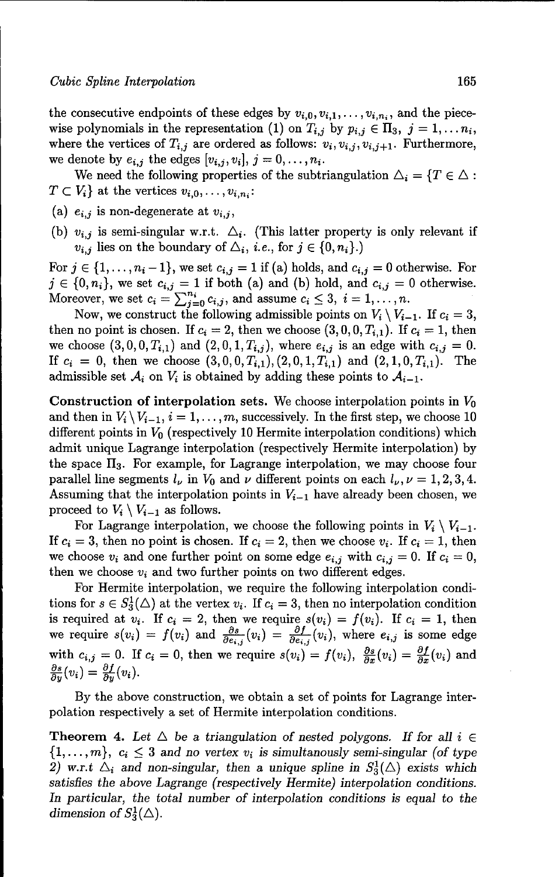the consecutive endpoints of these edges by $v_{i,0}, v_{i,1}, \dots, v_{i,n_i}$, and the piecewise polynomials in the representation (1) on $T_{i,j}$ by $p_{i,j} \in \Pi_3$, $j = 1, \dots n_i$, where the vertices of $T_{i,j}$ are ordered as follows: $v_i, v_{i,j}, v_{i,j+1}$. Furthermore, we denote by $e_{i,j}$ the edges $[v_{i,j}, v_i]$, $j = 0, \dots, n_i$.

We need the following properties of the subtriangulation $\Delta_i = \{T \in \Delta : T \subset V_i\}$ at the vertices $v_{i,0}, \dots, v_{i,n_i}$:

(a) $e_{i,j}$ is non-degenerate at $v_{i,j}$,

(b) $v_{i,j}$ is semi-singular w.r.t. $\Delta_i$. (This latter property is only relevant if $v_{i,j}$ lies on the boundary of $\Delta_i$, *i.e.*, for $j \in \{0, n_i\}$.)

For $j \in \{1, \dots, n_i - 1\}$, we set $c_{i,j} = 1$ if (a) holds, and $c_{i,j} = 0$ otherwise. For $j \in \{0, n_i\}$, we set $c_{i,j} = 1$ if both (a) and (b) hold, and $c_{i,j} = 0$ otherwise. Moreover, we set $c_i = \sum_{j=0}^{n_i} c_{i,j}$, and assume $c_i \leq 3$, $i = 1, \dots, n$.

Now, we construct the following admissible points on $V_i \setminus V_{i-1}$. If $c_i = 3$, then no point is chosen. If $c_i = 2$, then we choose $(3, 0, 0, T_{i,1})$. If $c_i = 1$, then we choose $(3, 0, 0, T_{i,1})$ and $(2, 0, 1, T_{i,j})$, where $e_{i,j}$ is an edge with $c_{i,j} = 0$. If $c_i = 0$, then we choose $(3, 0, 0, T_{i,1}), (2, 0, 1, T_{i,1})$ and $(2, 1, 0, T_{i,1})$. The admissible set $\mathcal{A}_i$ on $V_i$ is obtained by adding these points to $\mathcal{A}_{i-1}$.

**Construction of interpolation sets.** We choose interpolation points in $V_0$ and then in $V_i \setminus V_{i-1}$, $i = 1, \dots, m$, successively. In the first step, we choose 10 different points in $V_0$ (respectively 10 Hermite interpolation conditions) which admit unique Lagrange interpolation (respectively Hermite interpolation) by the space $\Pi_3$. For example, for Lagrange interpolation, we may choose four parallel line segments $l_\nu$ in $V_0$ and $\nu$ different points on each $l_\nu, \nu = 1, 2, 3, 4$. Assuming that the interpolation points in $V_{i-1}$ have already been chosen, we proceed to $V_i \setminus V_{i-1}$ as follows.

For Lagrange interpolation, we choose the following points in $V_i \setminus V_{i-1}$. If $c_i = 3$, then no point is chosen. If $c_i = 2$, then we choose $v_i$. If $c_i = 1$, then we choose $v_i$ and one further point on some edge $e_{i,j}$ with $c_{i,j} = 0$. If $c_i = 0$, then we choose $v_i$ and two further points on two different edges.

For Hermite interpolation, we require the following interpolation conditions for $s \in S_3^1(\Delta)$ at the vertex $v_i$. If $c_i = 3$, then no interpolation condition is required at $v_i$. If $c_i = 2$, then we require $s(v_i) = f(v_i)$. If $c_i = 1$, then we require $s(v_i) = f(v_i)$ and $\frac{\partial s}{\partial e_{i,j}}(v_i) = \frac{\partial f}{\partial e_{i,j}}(v_i)$, where $e_{i,j}$ is some edge with $c_{i,j} = 0$. If $c_i = 0$, then we require $s(v_i) = f(v_i)$, $\frac{\partial s}{\partial x}(v_i) = \frac{\partial f}{\partial x}(v_i)$ and $\frac{\partial s}{\partial y}(v_i) = \frac{\partial f}{\partial y}(v_i)$.

By the above construction, we obtain a set of points for Lagrange interpolation respectively a set of Hermite interpolation conditions.

**Theorem 4.** *Let $\Delta$ be a triangulation of nested polygons. If for all $i \in \{1, \dots, m\}$, $c_i \leq 3$ and no vertex $v_i$ is simultanously semi-singular (of type 2) w.r.t $\Delta_i$ and non-singular, then a unique spline in $S_3^1(\Delta)$ exists which satisfies the above Lagrange (respectively Hermite) interpolation conditions. In particular, the total number of interpolation conditions is equal to the dimension of $S_3^1(\Delta)$.*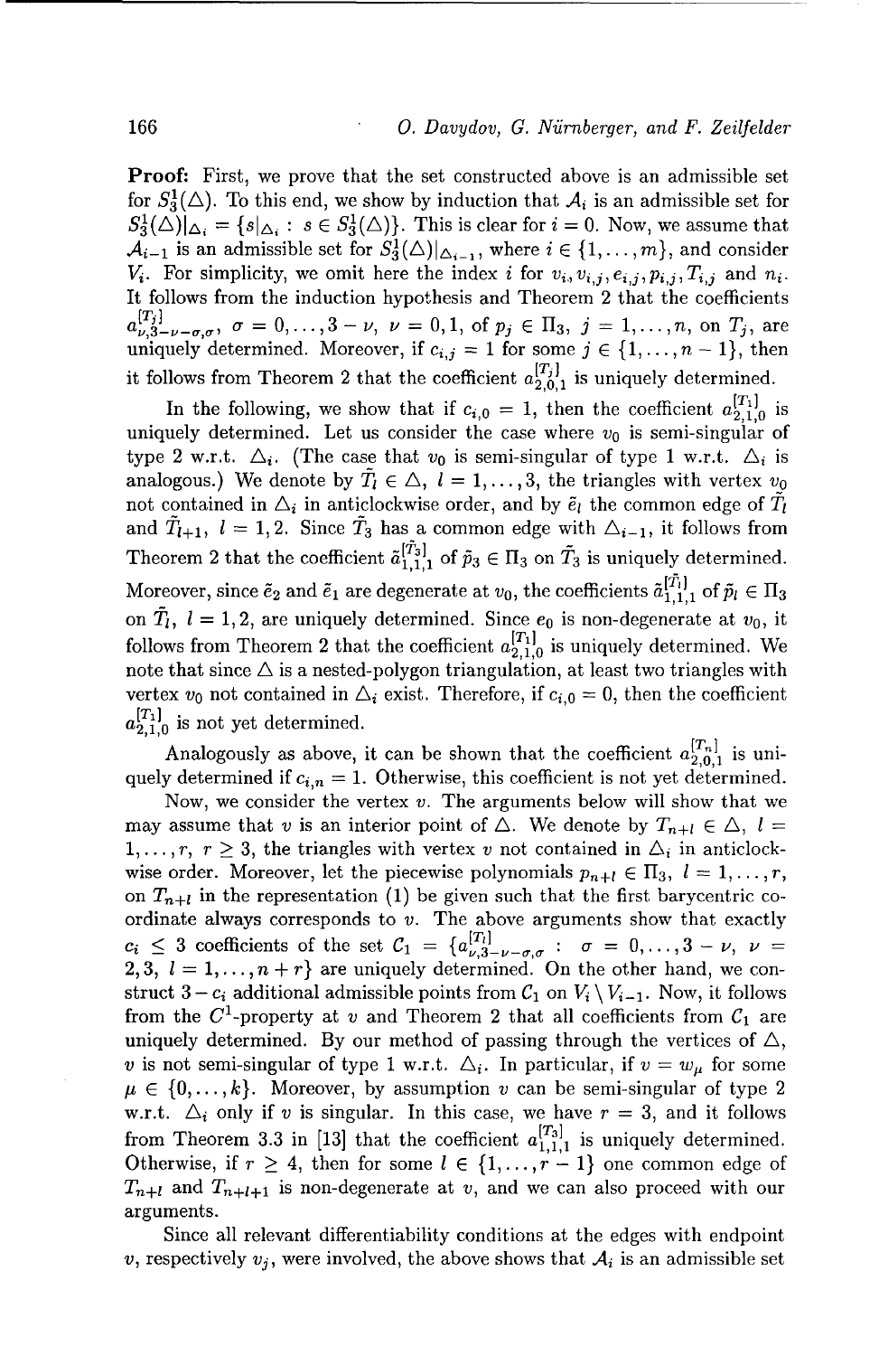**Proof:** First, we prove that the set constructed above is an admissible set for $S_3^1(\Delta)$. To this end, we show by induction that $\mathcal{A}_i$ is an admissible set for $S_3^1(\Delta)|_{\Delta_i} = \{s|_{\Delta_i} : s \in S_3^1(\Delta)\}$. This is clear for $i = 0$. Now, we assume that $\mathcal{A}_{i-1}$ is an admissible set for $S_3^1(\Delta)|_{\Delta_{i-1}}$, where $i \in \{1, \ldots, m\}$, and consider $V_i$. For simplicity, we omit here the index $i$ for $v_i, v_{i,j}, e_{i,j}, p_{i,j}, T_{i,j}$ and $n_i$. It follows from the induction hypothesis and Theorem 2 that the coefficients $a^{[T_j]}_{\nu,3-\nu-\sigma,\sigma}$, $\sigma = 0, \ldots, 3-\nu$, $\nu = 0, 1$, of $p_j \in \Pi_3$, $j = 1, \ldots, n$, on $T_j$, are uniquely determined. Moreover, if $c_{i,j} = 1$ for some $j \in \{1, \ldots, n-1\}$, then it follows from Theorem 2 that the coefficient $a^{[T_j]}_{2,0,1}$ is uniquely determined.

In the following, we show that if $c_{i,0} = 1$, then the coefficient $a^{[T_1]}_{2,1,0}$ is uniquely determined. Let us consider the case where $v_0$ is semi-singular of type 2 w.r.t. $\Delta_i$. (The case that $v_0$ is semi-singular of type 1 w.r.t. $\Delta_i$ is analogous.) We denote by $\tilde{T}_l \in \Delta$, $l = 1, \ldots, 3$, the triangles with vertex $v_0$ not contained in $\Delta_i$ in anticlockwise order, and by $\tilde{e}_l$ the common edge of $\tilde{T}_l$ and $\tilde{T}_{l+1}$, $l = 1, 2$. Since $\tilde{T}_3$ has a common edge with $\Delta_{i-1}$, it follows from Theorem 2 that the coefficient $\tilde{a}^{[\tilde{T}_3]}_{1,1,1}$ of $\tilde{p}_3 \in \Pi_3$ on $\tilde{T}_3$ is uniquely determined. Moreover, since $\tilde{e}_2$ and $\tilde{e}_1$ are degenerate at $v_0$, the coefficients $\tilde{a}^{[\tilde{T}_l]}_{1,1,1}$ of $\tilde{p}_l \in \Pi_3$ on $\tilde{T}_l$, $l = 1, 2$, are uniquely determined. Since $e_0$ is non-degenerate at $v_0$, it follows from Theorem 2 that the coefficient $a^{[T_1]}_{2,1,0}$ is uniquely determined. We note that since $\Delta$ is a nested-polygon triangulation, at least two triangles with vertex $v_0$ not contained in $\Delta_i$ exist. Therefore, if $c_{i,0} = 0$, then the coefficient $a^{[T_1]}_{2,1,0}$ is not yet determined.

Analogously as above, it can be shown that the coefficient $a^{[T_n]}_{2,0,1}$ is uniquely determined if $c_{i,n} = 1$. Otherwise, this coefficient is not yet determined.

Now, we consider the vertex $v$. The arguments below will show that we may assume that $v$ is an interior point of $\Delta$. We denote by $T_{n+l} \in \Delta$, $l = 1, \ldots, r$, $r \geq 3$, the triangles with vertex $v$ not contained in $\Delta_i$ in anticlockwise order. Moreover, let the piecewise polynomials $p_{n+l} \in \Pi_3$, $l = 1, \ldots, r$, on $T_{n+l}$ in the representation (1) be given such that the first barycentric coordinate always corresponds to $v$. The above arguments show that exactly $c_i \leq 3$ coefficients of the set $\mathcal{C}_1 = \{a^{[T_l]}_{\nu,3-\nu-\sigma,\sigma} : \sigma = 0, \ldots, 3-\nu,\ \nu = 2, 3,\ l = 1, \ldots, n+r\}$ are uniquely determined. On the other hand, we construct $3 - c_i$ additional admissible points from $\mathcal{C}_1$ on $V_i \setminus V_{i-1}$. Now, it follows from the $C^1$-property at $v$ and Theorem 2 that all coefficients from $\mathcal{C}_1$ are uniquely determined. By our method of passing through the vertices of $\Delta$, $v$ is not semi-singular of type 1 w.r.t. $\Delta_i$. In particular, if $v = w_\mu$ for some $\mu \in \{0, \ldots, k\}$. Moreover, by assumption $v$ can be semi-singular of type 2 w.r.t. $\Delta_i$ only if $v$ is singular. In this case, we have $r = 3$, and it follows from Theorem 3.3 in [13] that the coefficient $a^{[T_3]}_{1,1,1}$ is uniquely determined. Otherwise, if $r \geq 4$, then for some $l \in \{1, \ldots, r-1\}$ one common edge of $T_{n+l}$ and $T_{n+l+1}$ is non-degenerate at $v$, and we can also proceed with our arguments.

Since all relevant differentiability conditions at the edges with endpoint $v$, respectively $v_j$, were involved, the above shows that $\mathcal{A}_i$ is an admissible set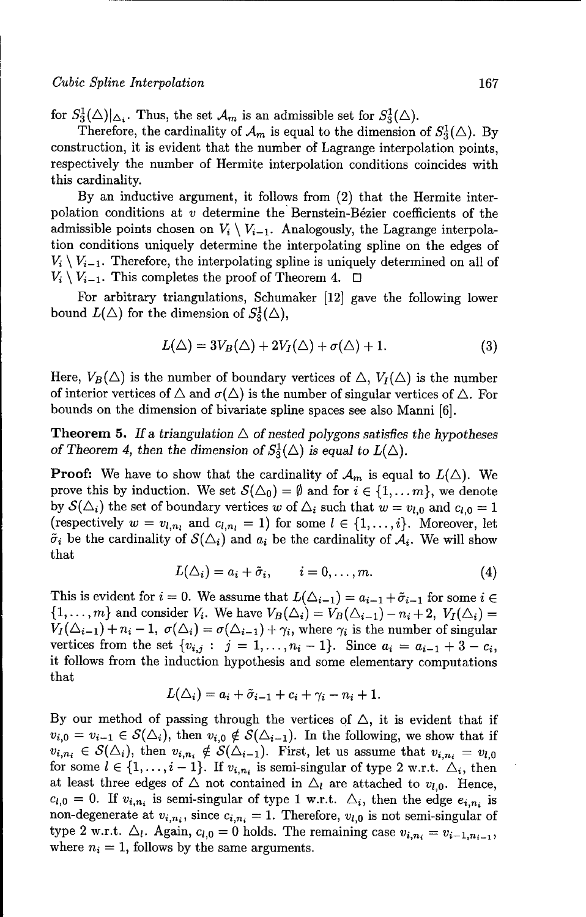for $S_3^1(\triangle)|_{\triangle_i}$. Thus, the set $\mathcal{A}_m$ is an admissible set for $S_3^1(\triangle)$.

Therefore, the cardinality of $\mathcal{A}_m$ is equal to the dimension of $S_3^1(\triangle)$. By construction, it is evident that the number of Lagrange interpolation points, respectively the number of Hermite interpolation conditions coincides with this cardinality.

By an inductive argument, it follows from (2) that the Hermite interpolation conditions at $v$ determine the Bernstein-Bézier coefficients of the admissible points chosen on $V_i \setminus V_{i-1}$. Analogously, the Lagrange interpolation conditions uniquely determine the interpolating spline on the edges of $V_i \setminus V_{i-1}$. Therefore, the interpolating spline is uniquely determined on all of $V_i \setminus V_{i-1}$. This completes the proof of Theorem 4. □

For arbitrary triangulations, Schumaker [12] gave the following lower bound $L(\triangle)$ for the dimension of $S_3^1(\triangle)$,

$$L(\triangle) = 3V_B(\triangle) + 2V_I(\triangle) + \sigma(\triangle) + 1. \tag{3}$$

Here, $V_B(\triangle)$ is the number of boundary vertices of $\triangle$, $V_I(\triangle)$ is the number of interior vertices of $\triangle$ and $\sigma(\triangle)$ is the number of singular vertices of $\triangle$. For bounds on the dimension of bivariate spline spaces see also Manni [6].

**Theorem 5.** *If a triangulation $\triangle$ of nested polygons satisfies the hypotheses of Theorem 4, then the dimension of $S_3^1(\triangle)$ is equal to $L(\triangle)$.*

**Proof:** We have to show that the cardinality of $\mathcal{A}_m$ is equal to $L(\triangle)$. We prove this by induction. We set $\mathcal{S}(\triangle_0) = \emptyset$ and for $i \in \{1, \ldots m\}$, we denote by $\mathcal{S}(\triangle_i)$ the set of boundary vertices $w$ of $\triangle_i$ such that $w = v_{l,0}$ and $c_{l,0} = 1$ (respectively $w = v_{l,n_l}$ and $c_{l,n_l} = 1$) for some $l \in \{1, \ldots, i\}$. Moreover, let $\tilde{\sigma}_i$ be the cardinality of $\mathcal{S}(\triangle_i)$ and $a_i$ be the cardinality of $\mathcal{A}_i$. We will show that

$$L(\triangle_i) = a_i + \tilde{\sigma}_i, \qquad i = 0, \ldots, m. \tag{4}$$

This is evident for $i = 0$. We assume that $L(\triangle_{i-1}) = a_{i-1} + \tilde{\sigma}_{i-1}$ for some $i \in \{1, \ldots, m\}$ and consider $V_i$. We have $V_B(\triangle_i) = V_B(\triangle_{i-1}) - n_i + 2$, $V_I(\triangle_i) = V_I(\triangle_{i-1}) + n_i - 1$, $\sigma(\triangle_i) = \sigma(\triangle_{i-1}) + \gamma_i$, where $\gamma_i$ is the number of singular vertices from the set $\{v_{i,j} : j = 1, \ldots, n_i - 1\}$. Since $a_i = a_{i-1} + 3 - c_i$, it follows from the induction hypothesis and some elementary computations that

$$L(\triangle_i) = a_i + \tilde{\sigma}_{i-1} + c_i + \gamma_i - n_i + 1.$$

By our method of passing through the vertices of $\triangle$, it is evident that if $v_{i,0} = v_{i-1} \in \mathcal{S}(\triangle_i)$, then $v_{i,0} \notin \mathcal{S}(\triangle_{i-1})$. In the following, we show that if $v_{i,n_i} \in \mathcal{S}(\triangle_i)$, then $v_{i,n_i} \notin \mathcal{S}(\triangle_{i-1})$. First, let us assume that $v_{i,n_i} = v_{l,0}$ for some $l \in \{1, \ldots, i-1\}$. If $v_{i,n_i}$ is semi-singular of type 2 w.r.t. $\triangle_i$, then at least three edges of $\triangle$ not contained in $\triangle_l$ are attached to $v_{l,0}$. Hence, $c_{l,0} = 0$. If $v_{i,n_i}$ is semi-singular of type 1 w.r.t. $\triangle_i$, then the edge $e_{i,n_i}$ is non-degenerate at $v_{i,n_i}$, since $c_{i,n_i} = 1$. Therefore, $v_{l,0}$ is not semi-singular of type 2 w.r.t. $\triangle_l$. Again, $c_{l,0} = 0$ holds. The remaining case $v_{i,n_i} = v_{i-1,n_{i-1}}$, where $n_i = 1$, follows by the same arguments.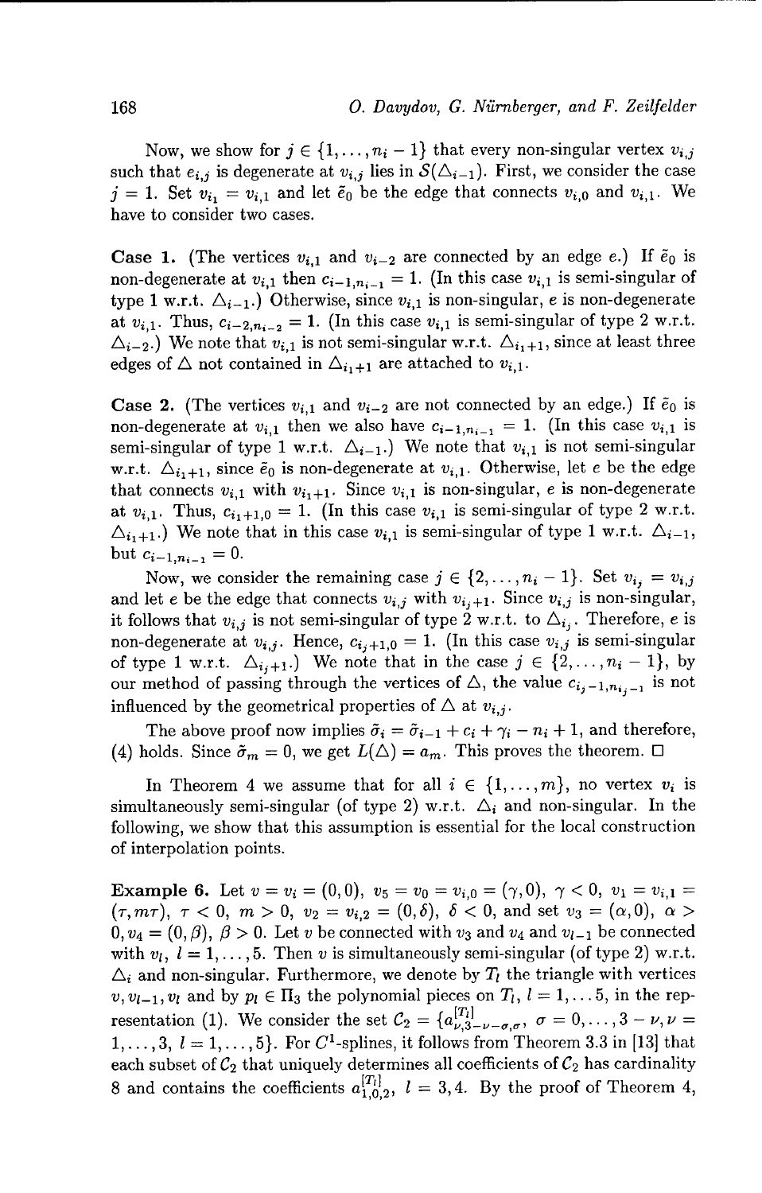Now, we show for $j \in \{1, \ldots, n_i - 1\}$ that every non-singular vertex $v_{i,j}$ such that $e_{i,j}$ is degenerate at $v_{i,j}$ lies in $\mathcal{S}(\Delta_{i-1})$. First, we consider the case $j = 1$. Set $v_{i_1} = v_{i,1}$ and let $\tilde{e}_0$ be the edge that connects $v_{i,0}$ and $v_{i,1}$. We have to consider two cases.

**Case 1.** (The vertices $v_{i,1}$ and $v_{i-2}$ are connected by an edge $e$.) If $\tilde{e}_0$ is non-degenerate at $v_{i,1}$ then $c_{i-1,n_{i-1}} = 1$. (In this case $v_{i,1}$ is semi-singular of type 1 w.r.t. $\Delta_{i-1}$.) Otherwise, since $v_{i,1}$ is non-singular, $e$ is non-degenerate at $v_{i,1}$. Thus, $c_{i-2,n_{i-2}} = 1$. (In this case $v_{i,1}$ is semi-singular of type 2 w.r.t. $\Delta_{i-2}$.) We note that $v_{i,1}$ is not semi-singular w.r.t. $\Delta_{i_1+1}$, since at least three edges of $\Delta$ not contained in $\Delta_{i_1+1}$ are attached to $v_{i,1}$.

**Case 2.** (The vertices $v_{i,1}$ and $v_{i-2}$ are not connected by an edge.) If $\tilde{e}_0$ is non-degenerate at $v_{i,1}$ then we also have $c_{i-1,n_{i-1}} = 1$. (In this case $v_{i,1}$ is semi-singular of type 1 w.r.t. $\Delta_{i-1}$.) We note that $v_{i,1}$ is not semi-singular w.r.t. $\Delta_{i_1+1}$, since $\tilde{e}_0$ is non-degenerate at $v_{i,1}$. Otherwise, let $e$ be the edge that connects $v_{i,1}$ with $v_{i_1+1}$. Since $v_{i,1}$ is non-singular, $e$ is non-degenerate at $v_{i,1}$. Thus, $c_{i_1+1,0} = 1$. (In this case $v_{i,1}$ is semi-singular of type 2 w.r.t. $\Delta_{i_1+1}$.) We note that in this case $v_{i,1}$ is semi-singular of type 1 w.r.t. $\Delta_{i-1}$, but $c_{i-1,n_{i-1}} = 0$.

Now, we consider the remaining case $j \in \{2, \ldots, n_i - 1\}$. Set $v_{i_j} = v_{i,j}$ and let $e$ be the edge that connects $v_{i,j}$ with $v_{i_j+1}$. Since $v_{i,j}$ is non-singular, it follows that $v_{i,j}$ is not semi-singular of type 2 w.r.t. to $\Delta_{i_j}$. Therefore, $e$ is non-degenerate at $v_{i,j}$. Hence, $c_{i_j+1,0} = 1$. (In this case $v_{i,j}$ is semi-singular of type 1 w.r.t. $\Delta_{i_j+1}$.) We note that in the case $j \in \{2, \ldots, n_i - 1\}$, by our method of passing through the vertices of $\Delta$, the value $c_{i_j-1,n_{i_j-1}}$ is not influenced by the geometrical properties of $\Delta$ at $v_{i,j}$.

The above proof now implies $\tilde{\sigma}_i = \tilde{\sigma}_{i-1} + c_i + \gamma_i - n_i + 1$, and therefore, (4) holds. Since $\tilde{\sigma}_m = 0$, we get $L(\Delta) = a_m$. This proves the theorem. □

In Theorem 4 we assume that for all $i \in \{1, \ldots, m\}$, no vertex $v_i$ is simultaneously semi-singular (of type 2) w.r.t. $\Delta_i$ and non-singular. In the following, we show that this assumption is essential for the local construction of interpolation points.

**Example 6.** Let $v = v_i = (0,0)$, $v_5 = v_0 = v_{i,0} = (\gamma, 0)$, $\gamma < 0$, $v_1 = v_{i,1} = (\tau, m\tau)$, $\tau < 0$, $m > 0$, $v_2 = v_{i,2} = (0, \delta)$, $\delta < 0$, and set $v_3 = (\alpha, 0)$, $\alpha > 0$, $v_4 = (0, \beta)$, $\beta > 0$. Let $v$ be connected with $v_3$ and $v_4$ and $v_{l-1}$ be connected with $v_l$, $l = 1, \ldots, 5$. Then $v$ is simultaneously semi-singular (of type 2) w.r.t. $\Delta_i$ and non-singular. Furthermore, we denote by $T_l$ the triangle with vertices $v, v_{l-1}, v_l$ and by $p_l \in \Pi_3$ the polynomial pieces on $T_l$, $l = 1, \ldots 5$, in the representation (1). We consider the set $\mathcal{C}_2 = \{a^{[T_l]}_{\nu,3-\nu-\sigma,\sigma},\ \sigma = 0, \ldots, 3 - \nu, \nu = 1, \ldots, 3,\ l = 1, \ldots, 5\}$. For $C^1$-splines, it follows from Theorem 3.3 in [13] that each subset of $\mathcal{C}_2$ that uniquely determines all coefficients of $\mathcal{C}_2$ has cardinality 8 and contains the coefficients $a^{[T_l]}_{1,0,2}$, $l = 3, 4$. By the proof of Theorem 4,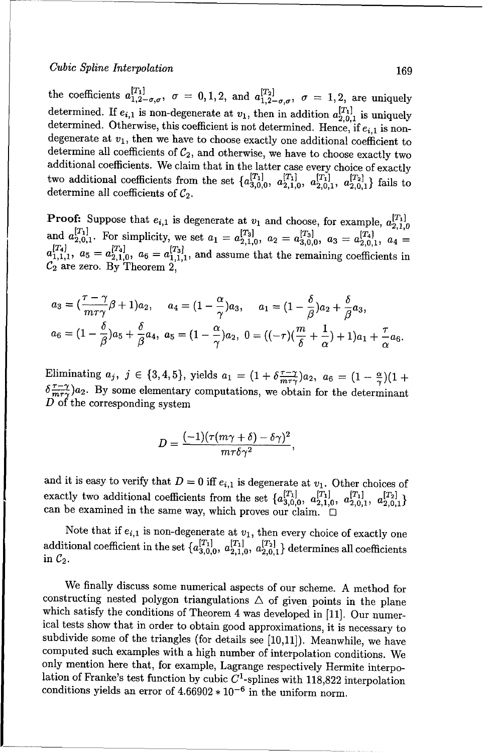the coefficients $a^{[T_1]}_{1,2-\sigma,\sigma}$, $\sigma = 0,1,2$, and $a^{[T_2]}_{1,2-\sigma,\sigma}$, $\sigma = 1,2$, are uniquely determined. If $e_{i,1}$ is non-degenerate at $v_1$, then in addition $a^{[T_1]}_{2,0,1}$ is uniquely determined. Otherwise, this coefficient is not determined. Hence, if $e_{i,1}$ is non-degenerate at $v_1$, then we have to choose exactly one additional coefficient to determine all coefficients of $\mathcal{C}_2$, and otherwise, we have to choose exactly two additional coefficients. We claim that in the latter case every choice of exactly two additional coefficients from the set $\{a^{[T_1]}_{3,0,0}, a^{[T_1]}_{2,1,0}, a^{[T_1]}_{2,0,1}, a^{[T_2]}_{2,0,1}\}$ fails to determine all coefficients of $\mathcal{C}_2$.

**Proof:** Suppose that $e_{i,1}$ is degenerate at $v_1$ and choose, for example, $a^{[T_1]}_{2,1,0}$ and $a^{[T_1]}_{2,0,1}$. For simplicity, we set $a_1 = a^{[T_3]}_{2,1,0}$, $a_2 = a^{[T_3]}_{3,0,0}$, $a_3 = a^{[T_4]}_{2,0,1}$, $a_4 = a^{[T_4]}_{1,1,1}$, $a_5 = a^{[T_4]}_{2,1,0}$, $a_6 = a^{[T_3]}_{1,1,1}$, and assume that the remaining coefficients in $\mathcal{C}_2$ are zero. By Theorem 2,

$$a_3 = (\frac{\tau-\gamma}{m\tau\gamma}\beta+1)a_2, \quad a_4 = (1-\frac{\alpha}{\gamma})a_3, \quad a_1 = (1-\frac{\delta}{\beta})a_2 + \frac{\delta}{\beta}a_3,$$

$$a_6 = (1-\frac{\delta}{\beta})a_5 + \frac{\delta}{\beta}a_4, \; a_5 = (1-\frac{\alpha}{\gamma})a_2, \; 0 = ((-\tau)(\frac{m}{\delta}+\frac{1}{\alpha})+1)a_1 + \frac{\tau}{\alpha}a_6.$$

Eliminating $a_j$, $j \in \{3,4,5\}$, yields $a_1 = (1+\delta\frac{\tau-\gamma}{m\tau\gamma})a_2$, $a_6 = (1-\frac{\alpha}{\gamma})(1+\delta\frac{\tau-\gamma}{m\tau\gamma})a_2$. By some elementary computations, we obtain for the determinant $D$ of the corresponding system

$$D = \frac{(-1)(\tau(m\gamma+\delta)-\delta\gamma)^2}{m\tau\delta\gamma^2},$$

and it is easy to verify that $D = 0$ iff $e_{i,1}$ is degenerate at $v_1$. Other choices of exactly two additional coefficients from the set $\{a^{[T_1]}_{3,0,0}, a^{[T_1]}_{2,1,0}, a^{[T_1]}_{2,0,1}, a^{[T_2]}_{2,0,1}\}$ can be examined in the same way, which proves our claim. $\square$

Note that if $e_{i,1}$ is non-degenerate at $v_1$, then every choice of exactly one additional coefficient in the set $\{a^{[T_1]}_{3,0,0}, a^{[T_1]}_{2,1,0}, a^{[T_2]}_{2,0,1}\}$ determines all coefficients in $\mathcal{C}_2$.

We finally discuss some numerical aspects of our scheme. A method for constructing nested polygon triangulations $\Delta$ of given points in the plane which satisfy the conditions of Theorem 4 was developed in [11]. Our numerical tests show that in order to obtain good approximations, it is necessary to subdivide some of the triangles (for details see [10,11]). Meanwhile, we have computed such examples with a high number of interpolation conditions. We only mention here that, for example, Lagrange respectively Hermite interpolation of Franke's test function by cubic $C^1$-splines with 118,822 interpolation conditions yields an error of $4.66902 * 10^{-6}$ in the uniform norm.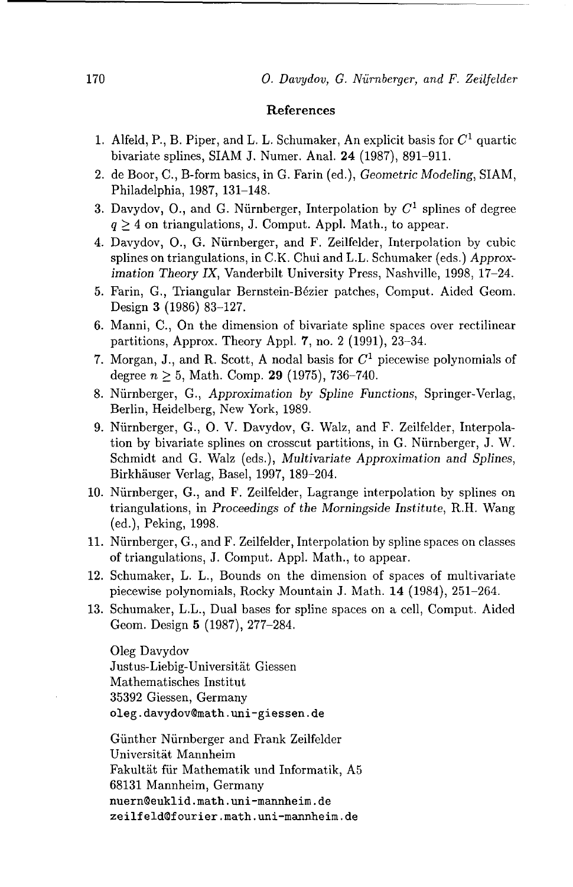## References

1. Alfeld, P., B. Piper, and L. L. Schumaker, An explicit basis for $C^1$ quartic bivariate splines, SIAM J. Numer. Anal. **24** (1987), 891–911.
2. de Boor, C., B-form basics, in G. Farin (ed.), *Geometric Modeling*, SIAM, Philadelphia, 1987, 131–148.
3. Davydov, O., and G. Nürnberger, Interpolation by $C^1$ splines of degree $q \geq 4$ on triangulations, J. Comput. Appl. Math., to appear.
4. Davydov, O., G. Nürnberger, and F. Zeilfelder, Interpolation by cubic splines on triangulations, in C.K. Chui and L.L. Schumaker (eds.) *Approximation Theory IX*, Vanderbilt University Press, Nashville, 1998, 17–24.
5. Farin, G., Triangular Bernstein-Bézier patches, Comput. Aided Geom. Design **3** (1986) 83–127.
6. Manni, C., On the dimension of bivariate spline spaces over rectilinear partitions, Approx. Theory Appl. **7**, no. 2 (1991), 23–34.
7. Morgan, J., and R. Scott, A nodal basis for $C^1$ piecewise polynomials of degree $n \geq 5$, Math. Comp. **29** (1975), 736–740.
8. Nürnberger, G., *Approximation by Spline Functions*, Springer-Verlag, Berlin, Heidelberg, New York, 1989.
9. Nürnberger, G., O. V. Davydov, G. Walz, and F. Zeilfelder, Interpolation by bivariate splines on crosscut partitions, in G. Nürnberger, J. W. Schmidt and G. Walz (eds.), *Multivariate Approximation and Splines*, Birkhäuser Verlag, Basel, 1997, 189–204.
10. Nürnberger, G., and F. Zeilfelder, Lagrange interpolation by splines on triangulations, in *Proceedings of the Morningside Institute*, R.H. Wang (ed.), Peking, 1998.
11. Nürnberger, G., and F. Zeilfelder, Interpolation by spline spaces on classes of triangulations, J. Comput. Appl. Math., to appear.
12. Schumaker, L. L., Bounds on the dimension of spaces of multivariate piecewise polynomials, Rocky Mountain J. Math. **14** (1984), 251–264.
13. Schumaker, L.L., Dual bases for spline spaces on a cell, Comput. Aided Geom. Design **5** (1987), 277–284.

Oleg Davydov
Justus-Liebig-Universität Giessen
Mathematisches Institut
35392 Giessen, Germany
oleg.davydov@math.uni-giessen.de

Günther Nürnberger and Frank Zeilfelder
Universität Mannheim
Fakultät für Mathematik und Informatik, A5
68131 Mannheim, Germany
nuern@euklid.math.uni-mannheim.de
zeilfeld@fourier.math.uni-mannheim.de